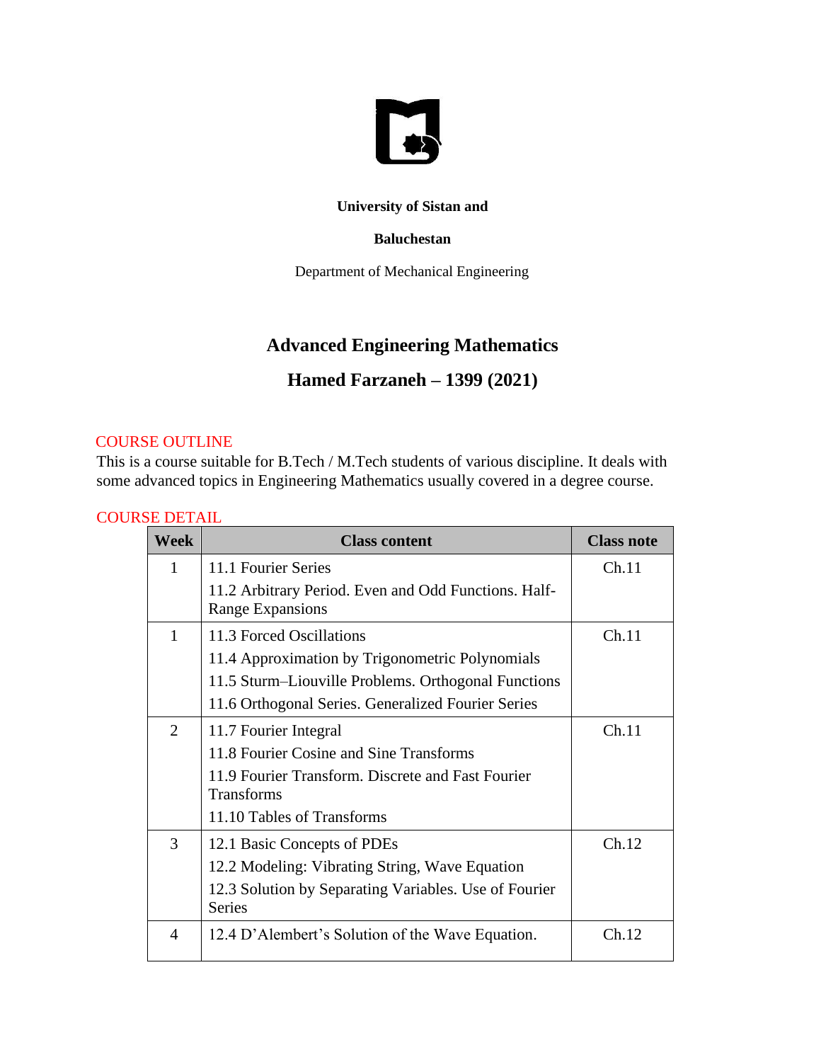**University of Sistan and**

**Baluchestan**

Department of Mechanical Engineering

## Advanced Engineering Mathematics

## Hamed Farzaneh – 1399 (2021)

### COURSE OUTLINE

This is a course suitable for B.Tech / M.Tech students of various discipline. It deals with some advanced topics in Engineering Mathematics usually covered in a degree course.

### COURSE DETAIL

| Week | Class content | Class note |
|---|---|---|
| 1 | 11.1 Fourier Series<br>11.2 Arbitrary Period. Even and Odd Functions. Half-Range Expansions | Ch.11 |
| 1 | 11.3 Forced Oscillations<br>11.4 Approximation by Trigonometric Polynomials<br>11.5 Sturm–Liouville Problems. Orthogonal Functions<br>11.6 Orthogonal Series. Generalized Fourier Series | Ch.11 |
| 2 | 11.7 Fourier Integral<br>11.8 Fourier Cosine and Sine Transforms<br>11.9 Fourier Transform. Discrete and Fast Fourier Transforms<br>11.10 Tables of Transforms | Ch.11 |
| 3 | 12.1 Basic Concepts of PDEs<br>12.2 Modeling: Vibrating String, Wave Equation<br>12.3 Solution by Separating Variables. Use of Fourier Series | Ch.12 |
| 4 | 12.4 D'Alembert's Solution of the Wave Equation. | Ch.12 |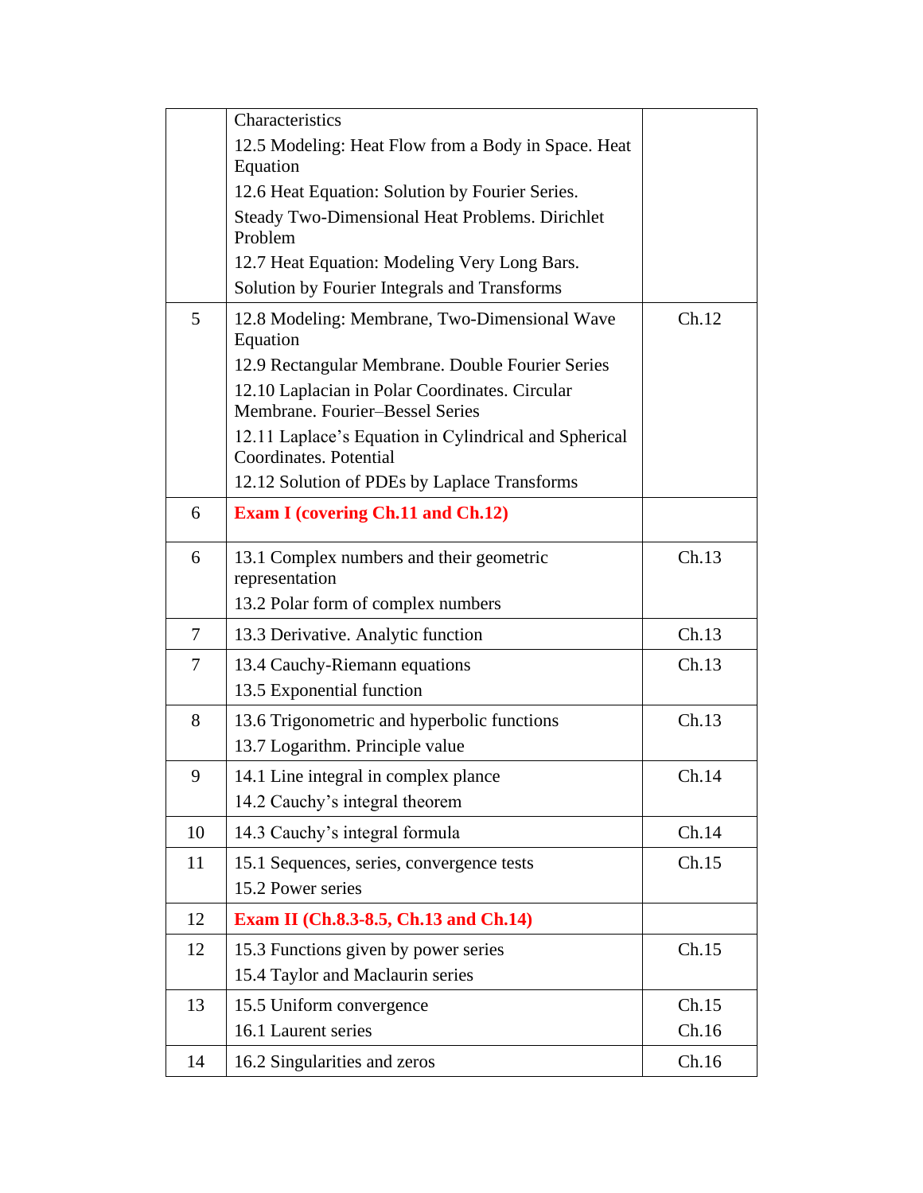| | | |
|---|---|---|
| | Characteristics<br>12.5 Modeling: Heat Flow from a Body in Space. Heat Equation<br>12.6 Heat Equation: Solution by Fourier Series.<br>Steady Two-Dimensional Heat Problems. Dirichlet Problem<br>12.7 Heat Equation: Modeling Very Long Bars.<br>Solution by Fourier Integrals and Transforms | |
| 5 | 12.8 Modeling: Membrane, Two-Dimensional Wave Equation<br>12.9 Rectangular Membrane. Double Fourier Series<br>12.10 Laplacian in Polar Coordinates. Circular Membrane. Fourier–Bessel Series<br>12.11 Laplace's Equation in Cylindrical and Spherical Coordinates. Potential<br>12.12 Solution of PDEs by Laplace Transforms | Ch.12 |
| 6 | **Exam I (covering Ch.11 and Ch.12)** | |
| 6 | 13.1 Complex numbers and their geometric representation<br>13.2 Polar form of complex numbers | Ch.13 |
| 7 | 13.3 Derivative. Analytic function | Ch.13 |
| 7 | 13.4 Cauchy-Riemann equations<br>13.5 Exponential function | Ch.13 |
| 8 | 13.6 Trigonometric and hyperbolic functions<br>13.7 Logarithm. Principle value | Ch.13 |
| 9 | 14.1 Line integral in complex plance<br>14.2 Cauchy's integral theorem | Ch.14 |
| 10 | 14.3 Cauchy's integral formula | Ch.14 |
| 11 | 15.1 Sequences, series, convergence tests<br>15.2 Power series | Ch.15 |
| 12 | **Exam II (Ch.8.3-8.5, Ch.13 and Ch.14)** | |
| 12 | 15.3 Functions given by power series<br>15.4 Taylor and Maclaurin series | Ch.15 |
| 13 | 15.5 Uniform convergence<br>16.1 Laurent series | Ch.15<br>Ch.16 |
| 14 | 16.2 Singularities and zeros | Ch.16 |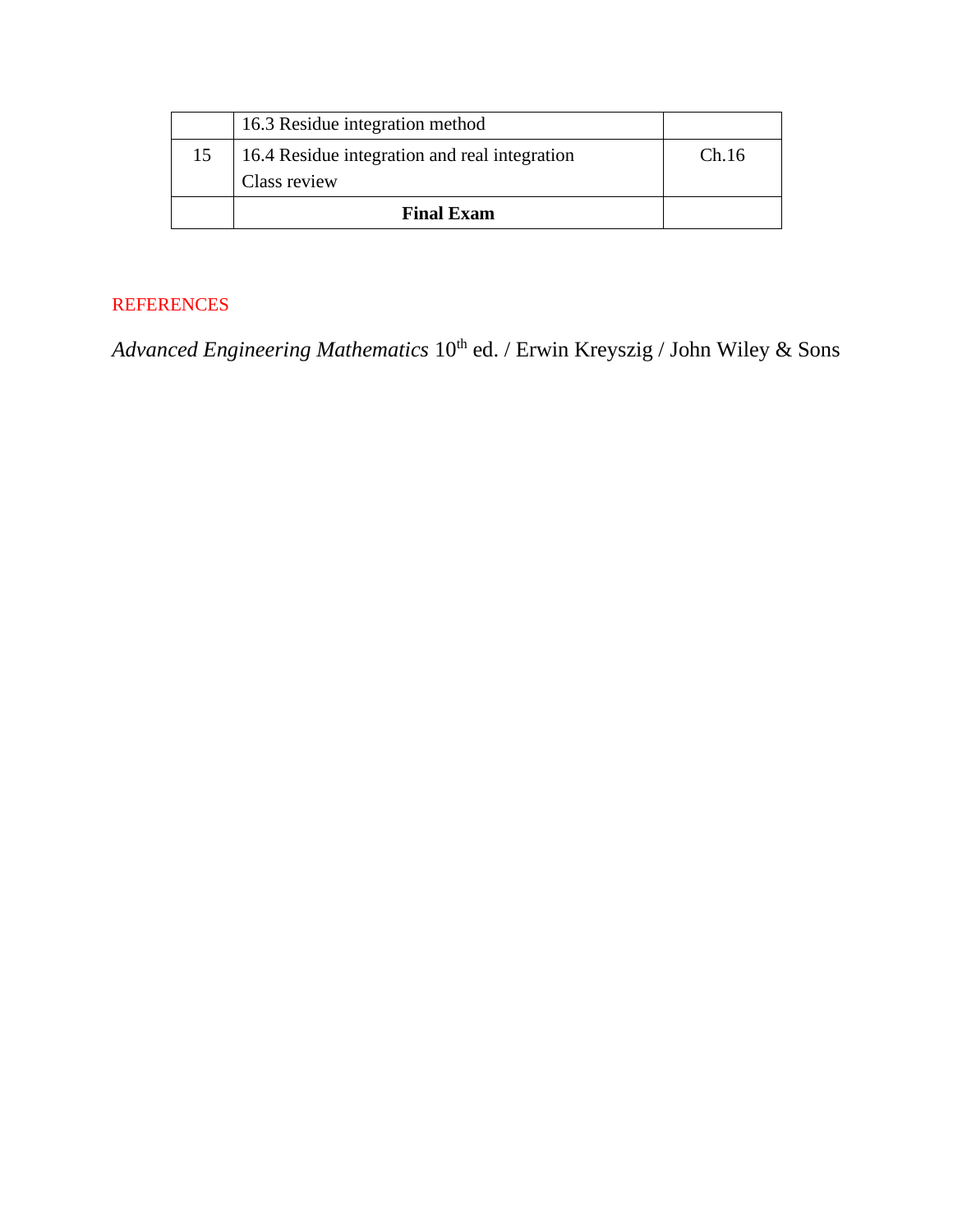| | | |
|---|---|---|
| | 16.3 Residue integration method | |
| 15 | 16.4 Residue integration and real integration<br>Class review | Ch.16 |
| | **Final Exam** | |

REFERENCES

*Advanced Engineering Mathematics* 10th ed. / Erwin Kreyszig / John Wiley & Sons